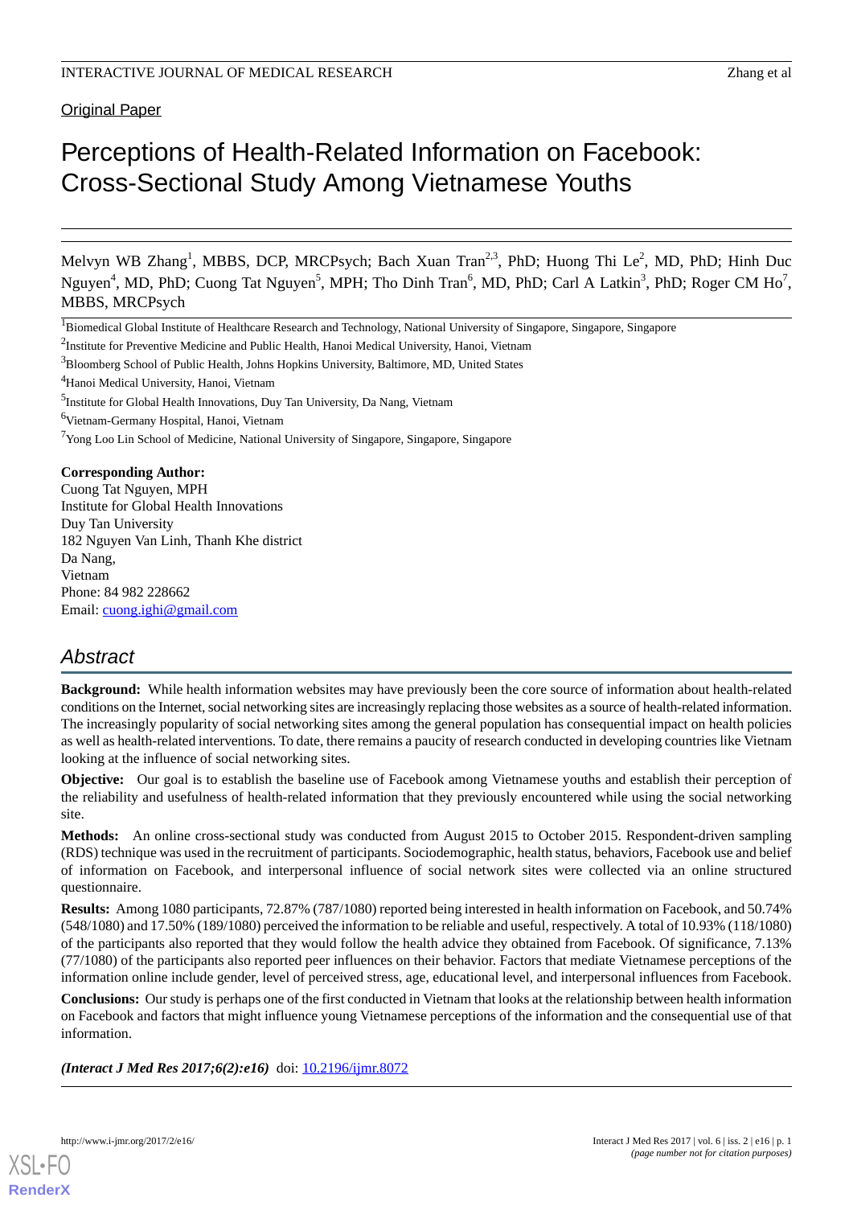Original Paper

# Perceptions of Health-Related Information on Facebook: Cross-Sectional Study Among Vietnamese Youths

Melvyn WB Zhang[1], MBBS, DCP, MRCPsych; Bach Xuan Tran[2,3], PhD; Huong Thi Le[2], MD, PhD; Hinh Duc Nguyen[4], MD, PhD; Cuong Tat Nguyen[5], MPH; Tho Dinh Tran[6], MD, PhD; Carl A Latkin[3], PhD; Roger CM Ho[7], MBBS, MRCPsych

[1]Biomedical Global Institute of Healthcare Research and Technology, National University of Singapore, Singapore, Singapore

[2]Institute for Preventive Medicine and Public Health, Hanoi Medical University, Hanoi, Vietnam

[3]Bloomberg School of Public Health, Johns Hopkins University, Baltimore, MD, United States

[4]Hanoi Medical University, Hanoi, Vietnam

[5]Institute for Global Health Innovations, Duy Tan University, Da Nang, Vietnam

[6]Vietnam-Germany Hospital, Hanoi, Vietnam

[7]Yong Loo Lin School of Medicine, National University of Singapore, Singapore, Singapore

**Corresponding Author:**
Cuong Tat Nguyen, MPH
Institute for Global Health Innovations
Duy Tan University
182 Nguyen Van Linh, Thanh Khe district
Da Nang,
Vietnam
Phone: 84 982 228662
Email: cuong.ighi@gmail.com

## Abstract

**Background:** While health information websites may have previously been the core source of information about health-related conditions on the Internet, social networking sites are increasingly replacing those websites as a source of health-related information. The increasingly popularity of social networking sites among the general population has consequential impact on health policies as well as health-related interventions. To date, there remains a paucity of research conducted in developing countries like Vietnam looking at the influence of social networking sites.

**Objective:** Our goal is to establish the baseline use of Facebook among Vietnamese youths and establish their perception of the reliability and usefulness of health-related information that they previously encountered while using the social networking site.

**Methods:** An online cross-sectional study was conducted from August 2015 to October 2015. Respondent-driven sampling (RDS) technique was used in the recruitment of participants. Sociodemographic, health status, behaviors, Facebook use and belief of information on Facebook, and interpersonal influence of social network sites were collected via an online structured questionnaire.

**Results:** Among 1080 participants, 72.87% (787/1080) reported being interested in health information on Facebook, and 50.74% (548/1080) and 17.50% (189/1080) perceived the information to be reliable and useful, respectively. A total of 10.93% (118/1080) of the participants also reported that they would follow the health advice they obtained from Facebook. Of significance, 7.13% (77/1080) of the participants also reported peer influences on their behavior. Factors that mediate Vietnamese perceptions of the information online include gender, level of perceived stress, age, educational level, and interpersonal influences from Facebook.

**Conclusions:** Our study is perhaps one of the first conducted in Vietnam that looks at the relationship between health information on Facebook and factors that might influence young Vietnamese perceptions of the information and the consequential use of that information.

***(Interact J Med Res 2017;6(2):e16)*** doi: 10.2196/ijmr.8072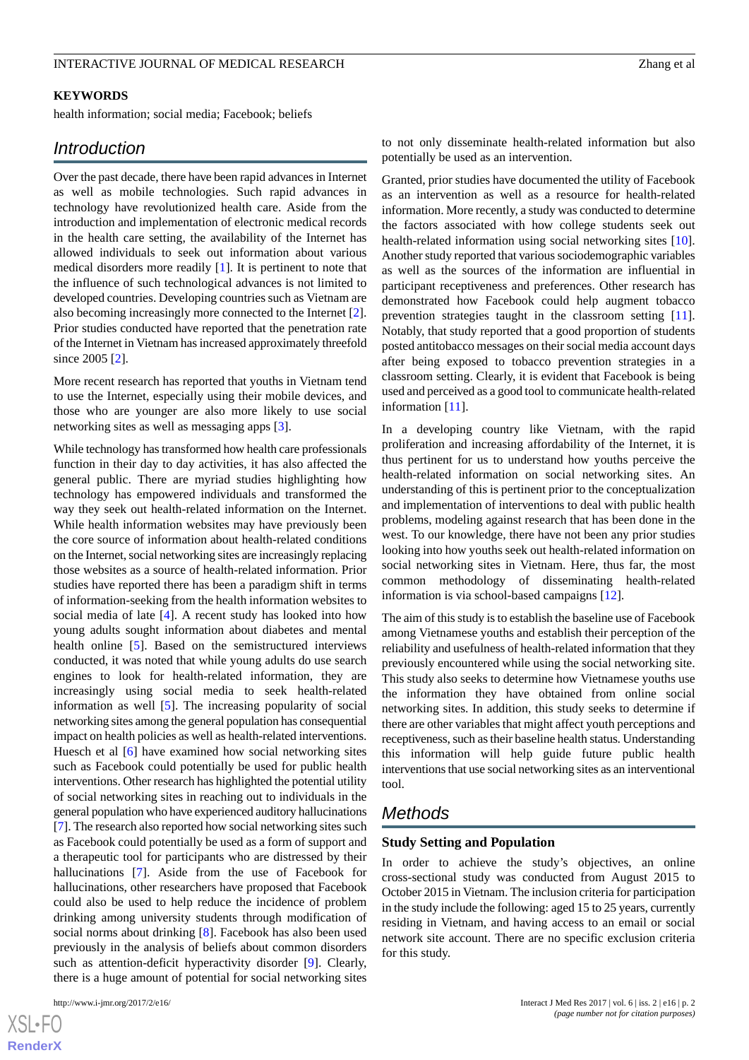**KEYWORDS**

health information; social media; Facebook; beliefs

## Introduction

Over the past decade, there have been rapid advances in Internet as well as mobile technologies. Such rapid advances in technology have revolutionized health care. Aside from the introduction and implementation of electronic medical records in the health care setting, the availability of the Internet has allowed individuals to seek out information about various medical disorders more readily [1]. It is pertinent to note that the influence of such technological advances is not limited to developed countries. Developing countries such as Vietnam are also becoming increasingly more connected to the Internet [2]. Prior studies conducted have reported that the penetration rate of the Internet in Vietnam has increased approximately threefold since 2005 [2].

More recent research has reported that youths in Vietnam tend to use the Internet, especially using their mobile devices, and those who are younger are also more likely to use social networking sites as well as messaging apps [3].

While technology has transformed how health care professionals function in their day to day activities, it has also affected the general public. There are myriad studies highlighting how technology has empowered individuals and transformed the way they seek out health-related information on the Internet. While health information websites may have previously been the core source of information about health-related conditions on the Internet, social networking sites are increasingly replacing those websites as a source of health-related information. Prior studies have reported there has been a paradigm shift in terms of information-seeking from the health information websites to social media of late [4]. A recent study has looked into how young adults sought information about diabetes and mental health online [5]. Based on the semistructured interviews conducted, it was noted that while young adults do use search engines to look for health-related information, they are increasingly using social media to seek health-related information as well [5]. The increasing popularity of social networking sites among the general population has consequential impact on health policies as well as health-related interventions. Huesch et al [6] have examined how social networking sites such as Facebook could potentially be used for public health interventions. Other research has highlighted the potential utility of social networking sites in reaching out to individuals in the general population who have experienced auditory hallucinations [7]. The research also reported how social networking sites such as Facebook could potentially be used as a form of support and a therapeutic tool for participants who are distressed by their hallucinations [7]. Aside from the use of Facebook for hallucinations, other researchers have proposed that Facebook could also be used to help reduce the incidence of problem drinking among university students through modification of social norms about drinking [8]. Facebook has also been used previously in the analysis of beliefs about common disorders such as attention-deficit hyperactivity disorder [9]. Clearly, there is a huge amount of potential for social networking sites to not only disseminate health-related information but also potentially be used as an intervention.

Granted, prior studies have documented the utility of Facebook as an intervention as well as a resource for health-related information. More recently, a study was conducted to determine the factors associated with how college students seek out health-related information using social networking sites [10]. Another study reported that various sociodemographic variables as well as the sources of the information are influential in participant receptiveness and preferences. Other research has demonstrated how Facebook could help augment tobacco prevention strategies taught in the classroom setting [11]. Notably, that study reported that a good proportion of students posted antitobacco messages on their social media account days after being exposed to tobacco prevention strategies in a classroom setting. Clearly, it is evident that Facebook is being used and perceived as a good tool to communicate health-related information [11].

In a developing country like Vietnam, with the rapid proliferation and increasing affordability of the Internet, it is thus pertinent for us to understand how youths perceive the health-related information on social networking sites. An understanding of this is pertinent prior to the conceptualization and implementation of interventions to deal with public health problems, modeling against research that has been done in the west. To our knowledge, there have not been any prior studies looking into how youths seek out health-related information on social networking sites in Vietnam. Here, thus far, the most common methodology of disseminating health-related information is via school-based campaigns [12].

The aim of this study is to establish the baseline use of Facebook among Vietnamese youths and establish their perception of the reliability and usefulness of health-related information that they previously encountered while using the social networking site. This study also seeks to determine how Vietnamese youths use the information they have obtained from online social networking sites. In addition, this study seeks to determine if there are other variables that might affect youth perceptions and receptiveness, such as their baseline health status. Understanding this information will help guide future public health interventions that use social networking sites as an interventional tool.

## Methods

### Study Setting and Population

In order to achieve the study's objectives, an online cross-sectional study was conducted from August 2015 to October 2015 in Vietnam. The inclusion criteria for participation in the study include the following: aged 15 to 25 years, currently residing in Vietnam, and having access to an email or social network site account. There are no specific exclusion criteria for this study.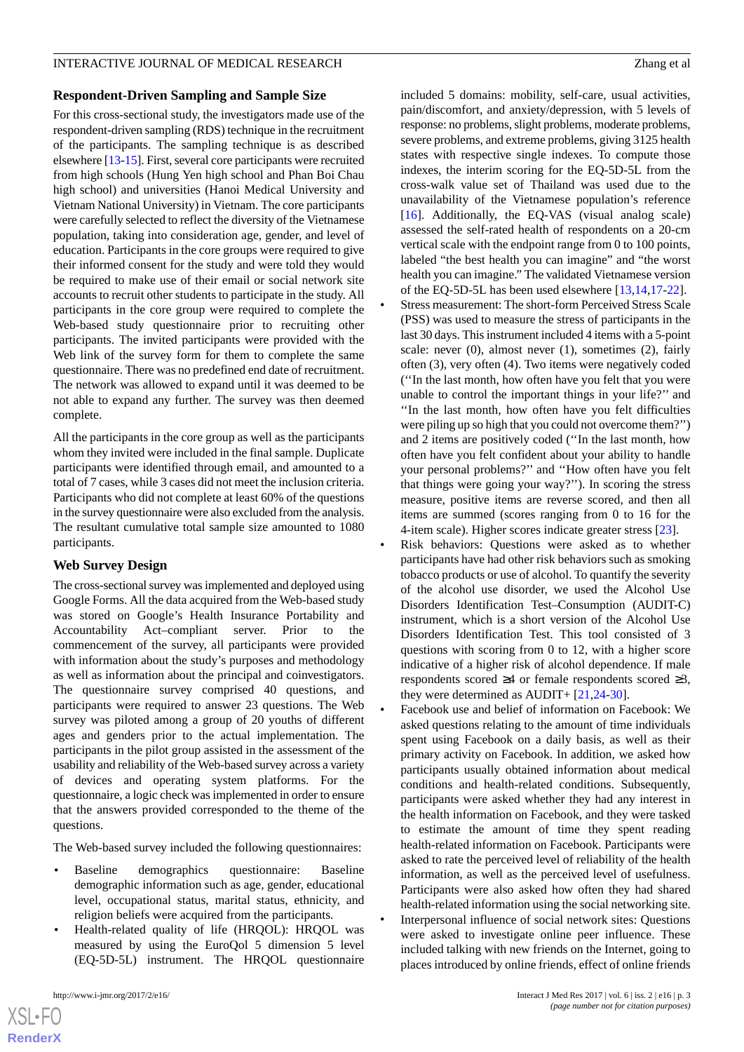### Respondent-Driven Sampling and Sample Size

For this cross-sectional study, the investigators made use of the respondent-driven sampling (RDS) technique in the recruitment of the participants. The sampling technique is as described elsewhere [13-15]. First, several core participants were recruited from high schools (Hung Yen high school and Phan Boi Chau high school) and universities (Hanoi Medical University and Vietnam National University) in Vietnam. The core participants were carefully selected to reflect the diversity of the Vietnamese population, taking into consideration age, gender, and level of education. Participants in the core groups were required to give their informed consent for the study and were told they would be required to make use of their email or social network site accounts to recruit other students to participate in the study. All participants in the core group were required to complete the Web-based study questionnaire prior to recruiting other participants. The invited participants were provided with the Web link of the survey form for them to complete the same questionnaire. There was no predefined end date of recruitment. The network was allowed to expand until it was deemed to be not able to expand any further. The survey was then deemed complete.

All the participants in the core group as well as the participants whom they invited were included in the final sample. Duplicate participants were identified through email, and amounted to a total of 7 cases, while 3 cases did not meet the inclusion criteria. Participants who did not complete at least 60% of the questions in the survey questionnaire were also excluded from the analysis. The resultant cumulative total sample size amounted to 1080 participants.

### Web Survey Design

The cross-sectional survey was implemented and deployed using Google Forms. All the data acquired from the Web-based study was stored on Google's Health Insurance Portability and Accountability Act–compliant server. Prior to the commencement of the survey, all participants were provided with information about the study's purposes and methodology as well as information about the principal and coinvestigators. The questionnaire survey comprised 40 questions, and participants were required to answer 23 questions. The Web survey was piloted among a group of 20 youths of different ages and genders prior to the actual implementation. The participants in the pilot group assisted in the assessment of the usability and reliability of the Web-based survey across a variety of devices and operating system platforms. For the questionnaire, a logic check was implemented in order to ensure that the answers provided corresponded to the theme of the questions.

The Web-based survey included the following questionnaires:

- Baseline demographics questionnaire: Baseline demographic information such as age, gender, educational level, occupational status, marital status, ethnicity, and religion beliefs were acquired from the participants.
- Health-related quality of life (HRQOL): HRQOL was measured by using the EuroQol 5 dimension 5 level (EQ-5D-5L) instrument. The HRQOL questionnaire included 5 domains: mobility, self-care, usual activities, pain/discomfort, and anxiety/depression, with 5 levels of response: no problems, slight problems, moderate problems, severe problems, and extreme problems, giving 3125 health states with respective single indexes. To compute those indexes, the interim scoring for the EQ-5D-5L from the cross-walk value set of Thailand was used due to the unavailability of the Vietnamese population's reference [16]. Additionally, the EQ-VAS (visual analog scale) assessed the self-rated health of respondents on a 20-cm vertical scale with the endpoint range from 0 to 100 points, labeled "the best health you can imagine" and "the worst health you can imagine." The validated Vietnamese version of the EQ-5D-5L has been used elsewhere [13,14,17-22].
- Stress measurement: The short-form Perceived Stress Scale (PSS) was used to measure the stress of participants in the last 30 days. This instrument included 4 items with a 5-point scale: never (0), almost never (1), sometimes (2), fairly often (3), very often (4). Two items were negatively coded (''In the last month, how often have you felt that you were unable to control the important things in your life?'' and ''In the last month, how often have you felt difficulties were piling up so high that you could not overcome them?'') and 2 items are positively coded (''In the last month, how often have you felt confident about your ability to handle your personal problems?'' and ''How often have you felt that things were going your way?''). In scoring the stress measure, positive items are reverse scored, and then all items are summed (scores ranging from 0 to 16 for the 4-item scale). Higher scores indicate greater stress [23].
- Risk behaviors: Questions were asked as to whether participants have had other risk behaviors such as smoking tobacco products or use of alcohol. To quantify the severity of the alcohol use disorder, we used the Alcohol Use Disorders Identification Test–Consumption (AUDIT-C) instrument, which is a short version of the Alcohol Use Disorders Identification Test. This tool consisted of 3 questions with scoring from 0 to 12, with a higher score indicative of a higher risk of alcohol dependence. If male respondents scored ≥4 or female respondents scored ≥3, they were determined as AUDIT+ [21,24-30].
- Facebook use and belief of information on Facebook: We asked questions relating to the amount of time individuals spent using Facebook on a daily basis, as well as their primary activity on Facebook. In addition, we asked how participants usually obtained information about medical conditions and health-related conditions. Subsequently, participants were asked whether they had any interest in the health information on Facebook, and they were tasked to estimate the amount of time they spent reading health-related information on Facebook. Participants were asked to rate the perceived level of reliability of the health information, as well as the perceived level of usefulness. Participants were also asked how often they had shared health-related information using the social networking site.
- Interpersonal influence of social network sites: Questions were asked to investigate online peer influence. These included talking with new friends on the Internet, going to places introduced by online friends, effect of online friends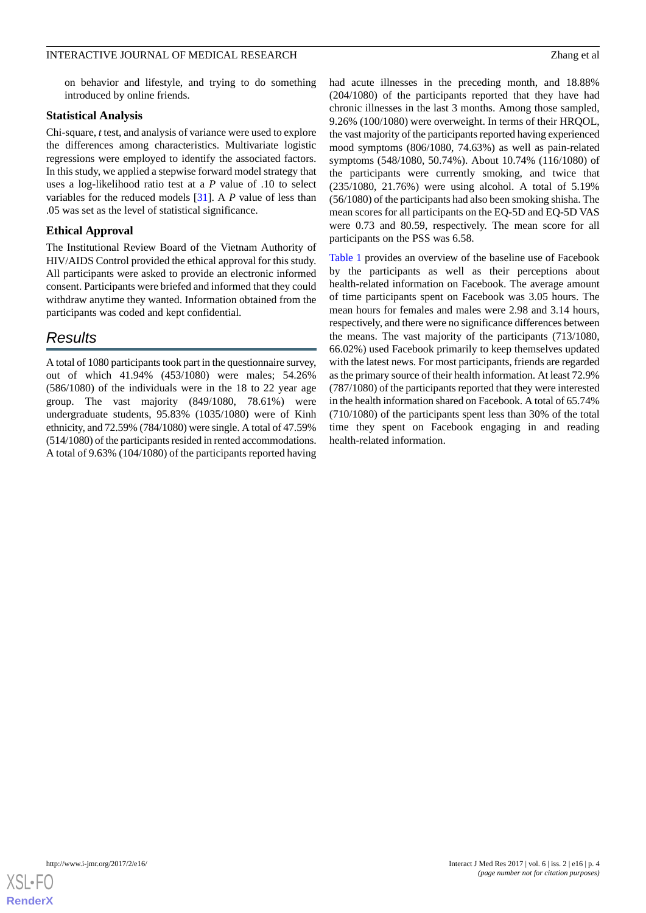on behavior and lifestyle, and trying to do something introduced by online friends.

### Statistical Analysis

Chi-square, *t* test, and analysis of variance were used to explore the differences among characteristics. Multivariate logistic regressions were employed to identify the associated factors. In this study, we applied a stepwise forward model strategy that uses a log-likelihood ratio test at a *P* value of .10 to select variables for the reduced models [31]. A *P* value of less than .05 was set as the level of statistical significance.

### Ethical Approval

The Institutional Review Board of the Vietnam Authority of HIV/AIDS Control provided the ethical approval for this study. All participants were asked to provide an electronic informed consent. Participants were briefed and informed that they could withdraw anytime they wanted. Information obtained from the participants was coded and kept confidential.

## Results

A total of 1080 participants took part in the questionnaire survey, out of which 41.94% (453/1080) were males; 54.26% (586/1080) of the individuals were in the 18 to 22 year age group. The vast majority (849/1080, 78.61%) were undergraduate students, 95.83% (1035/1080) were of Kinh ethnicity, and 72.59% (784/1080) were single. A total of 47.59% (514/1080) of the participants resided in rented accommodations. A total of 9.63% (104/1080) of the participants reported having had acute illnesses in the preceding month, and 18.88% (204/1080) of the participants reported that they have had chronic illnesses in the last 3 months. Among those sampled, 9.26% (100/1080) were overweight. In terms of their HRQOL, the vast majority of the participants reported having experienced mood symptoms (806/1080, 74.63%) as well as pain-related symptoms (548/1080, 50.74%). About 10.74% (116/1080) of the participants were currently smoking, and twice that (235/1080, 21.76%) were using alcohol. A total of 5.19% (56/1080) of the participants had also been smoking shisha. The mean scores for all participants on the EQ-5D and EQ-5D VAS were 0.73 and 80.59, respectively. The mean score for all participants on the PSS was 6.58.

Table 1 provides an overview of the baseline use of Facebook by the participants as well as their perceptions about health-related information on Facebook. The average amount of time participants spent on Facebook was 3.05 hours. The mean hours for females and males were 2.98 and 3.14 hours, respectively, and there were no significance differences between the means. The vast majority of the participants (713/1080, 66.02%) used Facebook primarily to keep themselves updated with the latest news. For most participants, friends are regarded as the primary source of their health information. At least 72.9% (787/1080) of the participants reported that they were interested in the health information shared on Facebook. A total of 65.74% (710/1080) of the participants spent less than 30% of the total time they spent on Facebook engaging in and reading health-related information.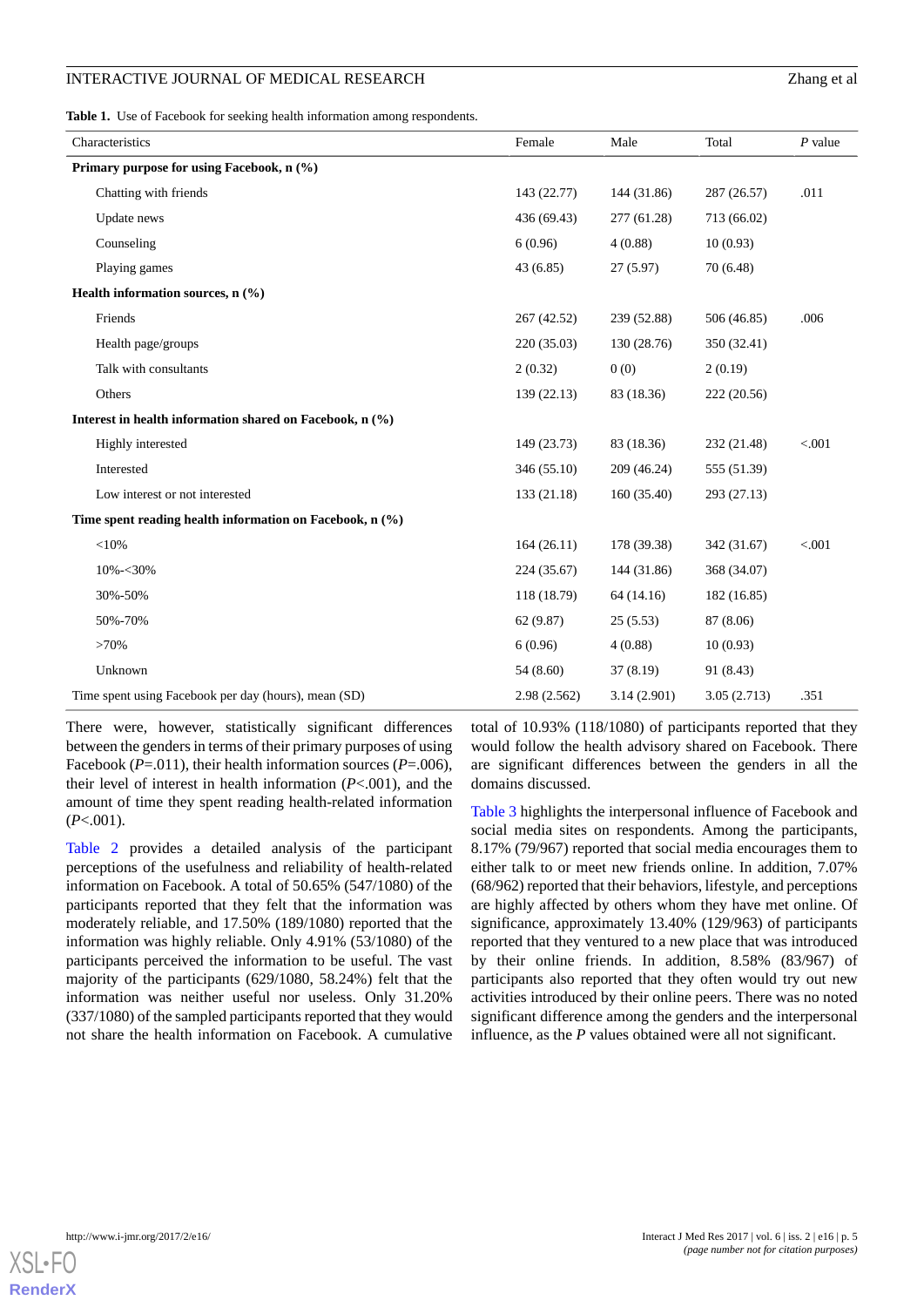**Table 1.** Use of Facebook for seeking health information among respondents.

| Characteristics | Female | Male | Total | *P* value |
|---|---|---|---|---|
| **Primary purpose for using Facebook, n (%)** | | | | |
| Chatting with friends | 143 (22.77) | 144 (31.86) | 287 (26.57) | .011 |
| Update news | 436 (69.43) | 277 (61.28) | 713 (66.02) | |
| Counseling | 6 (0.96) | 4 (0.88) | 10 (0.93) | |
| Playing games | 43 (6.85) | 27 (5.97) | 70 (6.48) | |
| **Health information sources, n (%)** | | | | |
| Friends | 267 (42.52) | 239 (52.88) | 506 (46.85) | .006 |
| Health page/groups | 220 (35.03) | 130 (28.76) | 350 (32.41) | |
| Talk with consultants | 2 (0.32) | 0 (0) | 2 (0.19) | |
| Others | 139 (22.13) | 83 (18.36) | 222 (20.56) | |
| **Interest in health information shared on Facebook, n (%)** | | | | |
| Highly interested | 149 (23.73) | 83 (18.36) | 232 (21.48) | <.001 |
| Interested | 346 (55.10) | 209 (46.24) | 555 (51.39) | |
| Low interest or not interested | 133 (21.18) | 160 (35.40) | 293 (27.13) | |
| **Time spent reading health information on Facebook, n (%)** | | | | |
| <10% | 164 (26.11) | 178 (39.38) | 342 (31.67) | <.001 |
| 10%-<30% | 224 (35.67) | 144 (31.86) | 368 (34.07) | |
| 30%-50% | 118 (18.79) | 64 (14.16) | 182 (16.85) | |
| 50%-70% | 62 (9.87) | 25 (5.53) | 87 (8.06) | |
| >70% | 6 (0.96) | 4 (0.88) | 10 (0.93) | |
| Unknown | 54 (8.60) | 37 (8.19) | 91 (8.43) | |
| Time spent using Facebook per day (hours), mean (SD) | 2.98 (2.562) | 3.14 (2.901) | 3.05 (2.713) | .351 |

There were, however, statistically significant differences between the genders in terms of their primary purposes of using Facebook (*P*=.011), their health information sources (*P*=.006), their level of interest in health information (*P*<.001), and the amount of time they spent reading health-related information (*P*<.001).

Table 2 provides a detailed analysis of the participant perceptions of the usefulness and reliability of health-related information on Facebook. A total of 50.65% (547/1080) of the participants reported that they felt that the information was moderately reliable, and 17.50% (189/1080) reported that the information was highly reliable. Only 4.91% (53/1080) of the participants perceived the information to be useful. The vast majority of the participants (629/1080, 58.24%) felt that the information was neither useful nor useless. Only 31.20% (337/1080) of the sampled participants reported that they would not share the health information on Facebook. A cumulative total of 10.93% (118/1080) of participants reported that they would follow the health advisory shared on Facebook. There are significant differences between the genders in all the domains discussed.

Table 3 highlights the interpersonal influence of Facebook and social media sites on respondents. Among the participants, 8.17% (79/967) reported that social media encourages them to either talk to or meet new friends online. In addition, 7.07% (68/962) reported that their behaviors, lifestyle, and perceptions are highly affected by others whom they have met online. Of significance, approximately 13.40% (129/963) of participants reported that they ventured to a new place that was introduced by their online friends. In addition, 8.58% (83/967) of participants also reported that they often would try out new activities introduced by their online peers. There was no noted significant difference among the genders and the interpersonal influence, as the *P* values obtained were all not significant.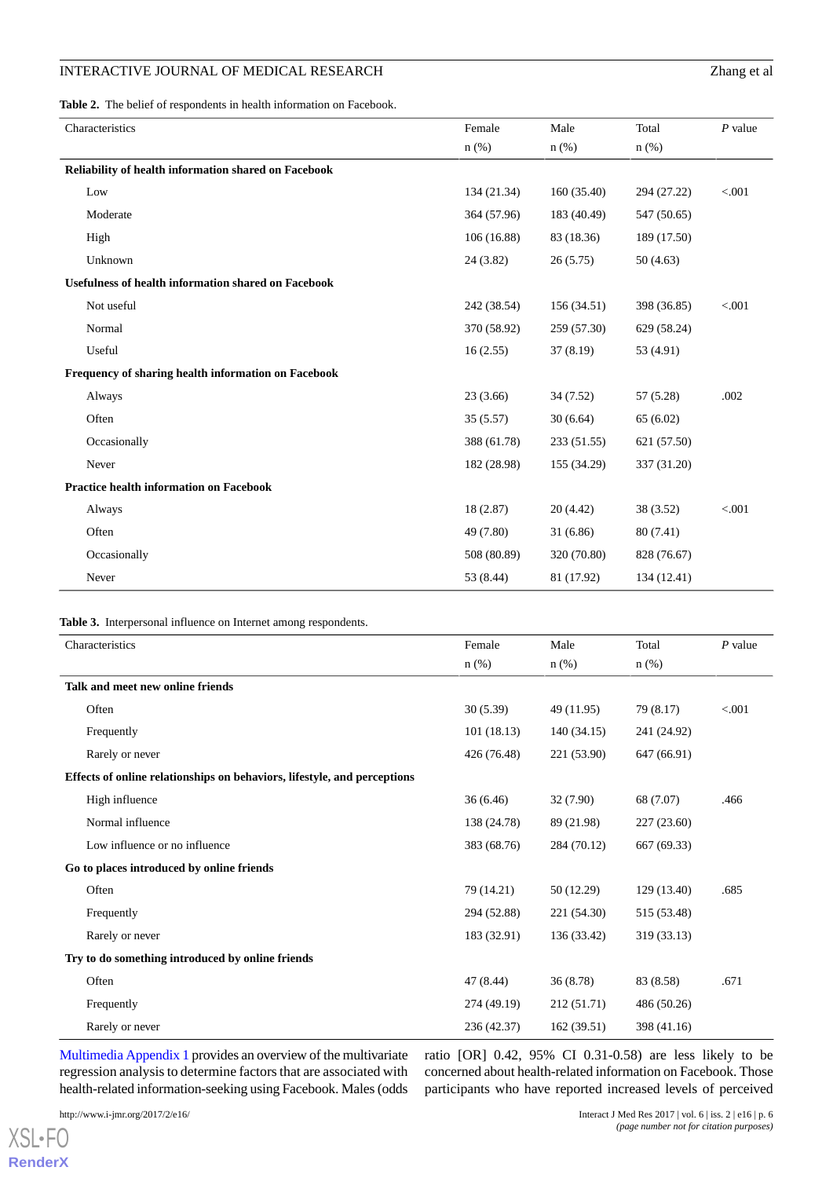**Table 2.** The belief of respondents in health information on Facebook.

| Characteristics | Female n (%) | Male n (%) | Total n (%) | *P* value |
|---|---|---|---|---|
| **Reliability of health information shared on Facebook** | | | | |
| Low | 134 (21.34) | 160 (35.40) | 294 (27.22) | <.001 |
| Moderate | 364 (57.96) | 183 (40.49) | 547 (50.65) | |
| High | 106 (16.88) | 83 (18.36) | 189 (17.50) | |
| Unknown | 24 (3.82) | 26 (5.75) | 50 (4.63) | |
| **Usefulness of health information shared on Facebook** | | | | |
| Not useful | 242 (38.54) | 156 (34.51) | 398 (36.85) | <.001 |
| Normal | 370 (58.92) | 259 (57.30) | 629 (58.24) | |
| Useful | 16 (2.55) | 37 (8.19) | 53 (4.91) | |
| **Frequency of sharing health information on Facebook** | | | | |
| Always | 23 (3.66) | 34 (7.52) | 57 (5.28) | .002 |
| Often | 35 (5.57) | 30 (6.64) | 65 (6.02) | |
| Occasionally | 388 (61.78) | 233 (51.55) | 621 (57.50) | |
| Never | 182 (28.98) | 155 (34.29) | 337 (31.20) | |
| **Practice health information on Facebook** | | | | |
| Always | 18 (2.87) | 20 (4.42) | 38 (3.52) | <.001 |
| Often | 49 (7.80) | 31 (6.86) | 80 (7.41) | |
| Occasionally | 508 (80.89) | 320 (70.80) | 828 (76.67) | |
| Never | 53 (8.44) | 81 (17.92) | 134 (12.41) | |

**Table 3.** Interpersonal influence on Internet among respondents.

| Characteristics | Female n (%) | Male n (%) | Total n (%) | *P* value |
|---|---|---|---|---|
| **Talk and meet new online friends** | | | | |
| Often | 30 (5.39) | 49 (11.95) | 79 (8.17) | <.001 |
| Frequently | 101 (18.13) | 140 (34.15) | 241 (24.92) | |
| Rarely or never | 426 (76.48) | 221 (53.90) | 647 (66.91) | |
| **Effects of online relationships on behaviors, lifestyle, and perceptions** | | | | |
| High influence | 36 (6.46) | 32 (7.90) | 68 (7.07) | .466 |
| Normal influence | 138 (24.78) | 89 (21.98) | 227 (23.60) | |
| Low influence or no influence | 383 (68.76) | 284 (70.12) | 667 (69.33) | |
| **Go to places introduced by online friends** | | | | |
| Often | 79 (14.21) | 50 (12.29) | 129 (13.40) | .685 |
| Frequently | 294 (52.88) | 221 (54.30) | 515 (53.48) | |
| Rarely or never | 183 (32.91) | 136 (33.42) | 319 (33.13) | |
| **Try to do something introduced by online friends** | | | | |
| Often | 47 (8.44) | 36 (8.78) | 83 (8.58) | .671 |
| Frequently | 274 (49.19) | 212 (51.71) | 486 (50.26) | |
| Rarely or never | 236 (42.37) | 162 (39.51) | 398 (41.16) | |

Multimedia Appendix 1 provides an overview of the multivariate regression analysis to determine factors that are associated with health-related information-seeking using Facebook. Males (odds ratio [OR] 0.42, 95% CI 0.31-0.58) are less likely to be concerned about health-related information on Facebook. Those participants who have reported increased levels of perceived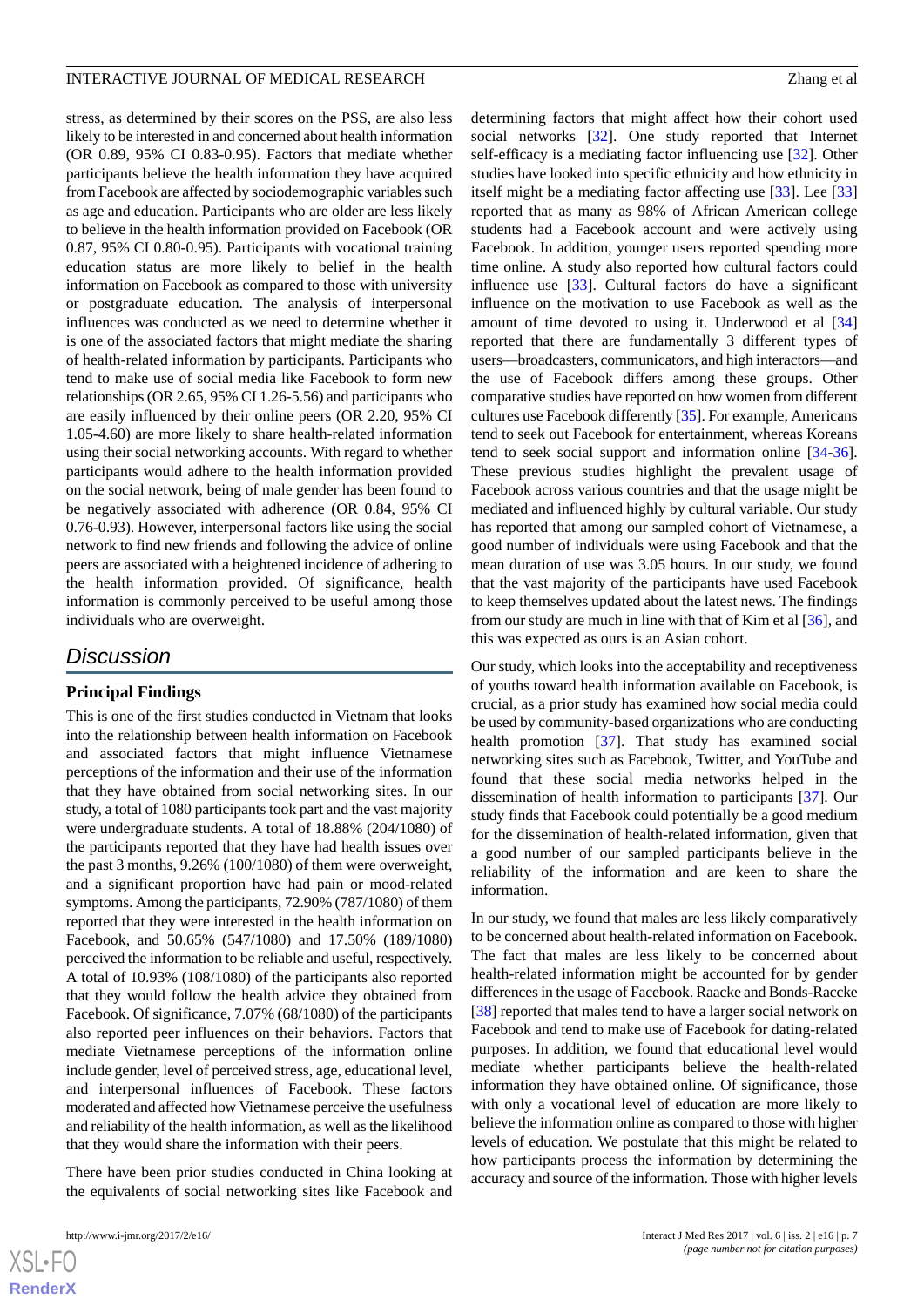stress, as determined by their scores on the PSS, are also less likely to be interested in and concerned about health information (OR 0.89, 95% CI 0.83-0.95). Factors that mediate whether participants believe the health information they have acquired from Facebook are affected by sociodemographic variables such as age and education. Participants who are older are less likely to believe in the health information provided on Facebook (OR 0.87, 95% CI 0.80-0.95). Participants with vocational training education status are more likely to belief in the health information on Facebook as compared to those with university or postgraduate education. The analysis of interpersonal influences was conducted as we need to determine whether it is one of the associated factors that might mediate the sharing of health-related information by participants. Participants who tend to make use of social media like Facebook to form new relationships (OR 2.65, 95% CI 1.26-5.56) and participants who are easily influenced by their online peers (OR 2.20, 95% CI 1.05-4.60) are more likely to share health-related information using their social networking accounts. With regard to whether participants would adhere to the health information provided on the social network, being of male gender has been found to be negatively associated with adherence (OR 0.84, 95% CI 0.76-0.93). However, interpersonal factors like using the social network to find new friends and following the advice of online peers are associated with a heightened incidence of adhering to the health information provided. Of significance, health information is commonly perceived to be useful among those individuals who are overweight.

## Discussion

### Principal Findings

This is one of the first studies conducted in Vietnam that looks into the relationship between health information on Facebook and associated factors that might influence Vietnamese perceptions of the information and their use of the information that they have obtained from social networking sites. In our study, a total of 1080 participants took part and the vast majority were undergraduate students. A total of 18.88% (204/1080) of the participants reported that they have had health issues over the past 3 months, 9.26% (100/1080) of them were overweight, and a significant proportion have had pain or mood-related symptoms. Among the participants, 72.90% (787/1080) of them reported that they were interested in the health information on Facebook, and 50.65% (547/1080) and 17.50% (189/1080) perceived the information to be reliable and useful, respectively. A total of 10.93% (108/1080) of the participants also reported that they would follow the health advice they obtained from Facebook. Of significance, 7.07% (68/1080) of the participants also reported peer influences on their behaviors. Factors that mediate Vietnamese perceptions of the information online include gender, level of perceived stress, age, educational level, and interpersonal influences of Facebook. These factors moderated and affected how Vietnamese perceive the usefulness and reliability of the health information, as well as the likelihood that they would share the information with their peers.

There have been prior studies conducted in China looking at the equivalents of social networking sites like Facebook and determining factors that might affect how their cohort used social networks [32]. One study reported that Internet self-efficacy is a mediating factor influencing use [32]. Other studies have looked into specific ethnicity and how ethnicity in itself might be a mediating factor affecting use [33]. Lee [33] reported that as many as 98% of African American college students had a Facebook account and were actively using Facebook. In addition, younger users reported spending more time online. A study also reported how cultural factors could influence use [33]. Cultural factors do have a significant influence on the motivation to use Facebook as well as the amount of time devoted to using it. Underwood et al [34] reported that there are fundamentally 3 different types of users—broadcasters, communicators, and high interactors—and the use of Facebook differs among these groups. Other comparative studies have reported on how women from different cultures use Facebook differently [35]. For example, Americans tend to seek out Facebook for entertainment, whereas Koreans tend to seek social support and information online [34-36]. These previous studies highlight the prevalent usage of Facebook across various countries and that the usage might be mediated and influenced highly by cultural variable. Our study has reported that among our sampled cohort of Vietnamese, a good number of individuals were using Facebook and that the mean duration of use was 3.05 hours. In our study, we found that the vast majority of the participants have used Facebook to keep themselves updated about the latest news. The findings from our study are much in line with that of Kim et al [36], and this was expected as ours is an Asian cohort.

Our study, which looks into the acceptability and receptiveness of youths toward health information available on Facebook, is crucial, as a prior study has examined how social media could be used by community-based organizations who are conducting health promotion [37]. That study has examined social networking sites such as Facebook, Twitter, and YouTube and found that these social media networks helped in the dissemination of health information to participants [37]. Our study finds that Facebook could potentially be a good medium for the dissemination of health-related information, given that a good number of our sampled participants believe in the reliability of the information and are keen to share the information.

In our study, we found that males are less likely comparatively to be concerned about health-related information on Facebook. The fact that males are less likely to be concerned about health-related information might be accounted for by gender differences in the usage of Facebook. Raacke and Bonds-Raccke [38] reported that males tend to have a larger social network on Facebook and tend to make use of Facebook for dating-related purposes. In addition, we found that educational level would mediate whether participants believe the health-related information they have obtained online. Of significance, those with only a vocational level of education are more likely to believe the information online as compared to those with higher levels of education. We postulate that this might be related to how participants process the information by determining the accuracy and source of the information. Those with higher levels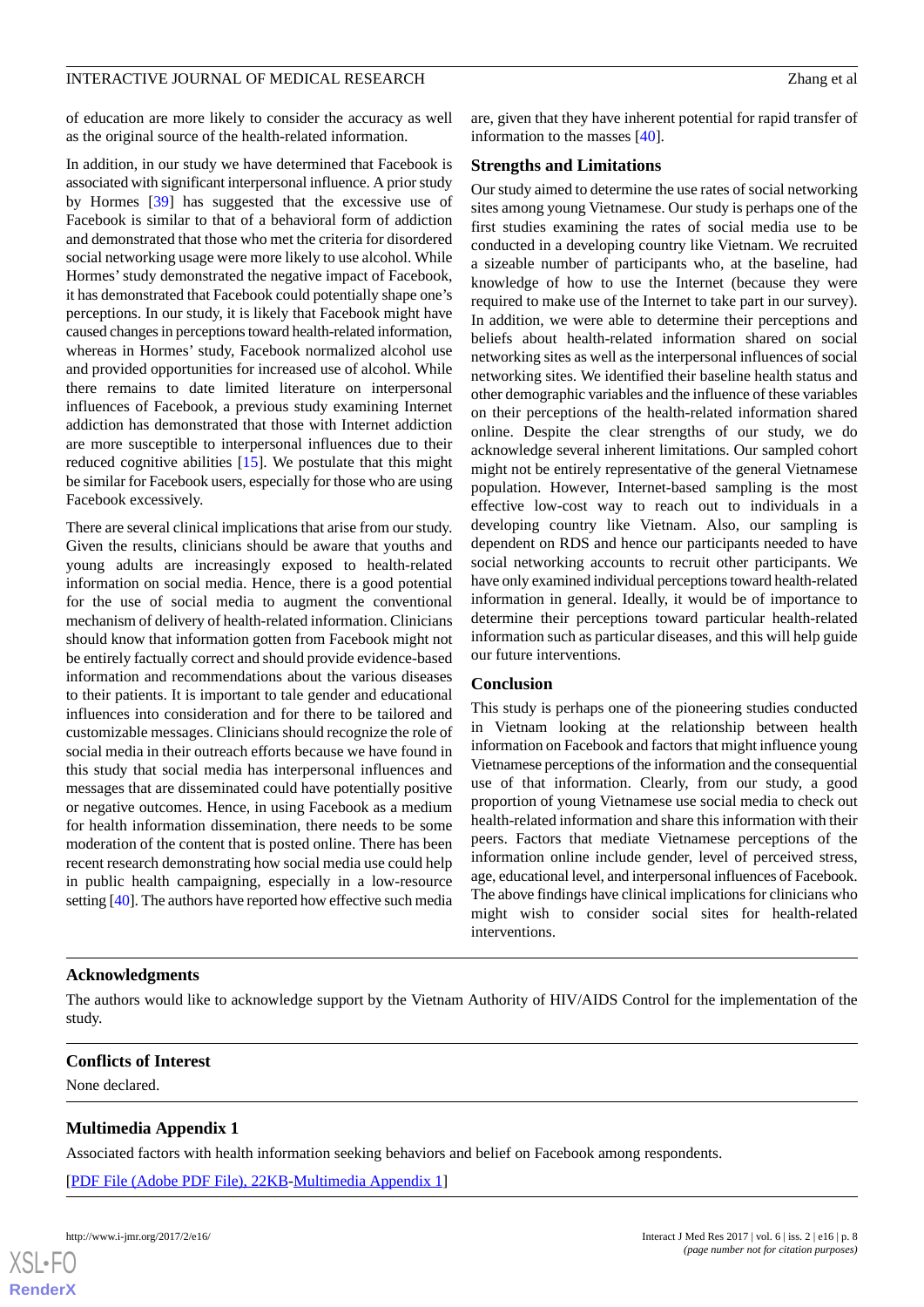of education are more likely to consider the accuracy as well as the original source of the health-related information.

In addition, in our study we have determined that Facebook is associated with significant interpersonal influence. A prior study by Hormes [39] has suggested that the excessive use of Facebook is similar to that of a behavioral form of addiction and demonstrated that those who met the criteria for disordered social networking usage were more likely to use alcohol. While Hormes' study demonstrated the negative impact of Facebook, it has demonstrated that Facebook could potentially shape one's perceptions. In our study, it is likely that Facebook might have caused changes in perceptions toward health-related information, whereas in Hormes' study, Facebook normalized alcohol use and provided opportunities for increased use of alcohol. While there remains to date limited literature on interpersonal influences of Facebook, a previous study examining Internet addiction has demonstrated that those with Internet addiction are more susceptible to interpersonal influences due to their reduced cognitive abilities [15]. We postulate that this might be similar for Facebook users, especially for those who are using Facebook excessively.

There are several clinical implications that arise from our study. Given the results, clinicians should be aware that youths and young adults are increasingly exposed to health-related information on social media. Hence, there is a good potential for the use of social media to augment the conventional mechanism of delivery of health-related information. Clinicians should know that information gotten from Facebook might not be entirely factually correct and should provide evidence-based information and recommendations about the various diseases to their patients. It is important to tale gender and educational influences into consideration and for there to be tailored and customizable messages. Clinicians should recognize the role of social media in their outreach efforts because we have found in this study that social media has interpersonal influences and messages that are disseminated could have potentially positive or negative outcomes. Hence, in using Facebook as a medium for health information dissemination, there needs to be some moderation of the content that is posted online. There has been recent research demonstrating how social media use could help in public health campaigning, especially in a low-resource setting [40]. The authors have reported how effective such media are, given that they have inherent potential for rapid transfer of information to the masses [40].

### Strengths and Limitations

Our study aimed to determine the use rates of social networking sites among young Vietnamese. Our study is perhaps one of the first studies examining the rates of social media use to be conducted in a developing country like Vietnam. We recruited a sizeable number of participants who, at the baseline, had knowledge of how to use the Internet (because they were required to make use of the Internet to take part in our survey). In addition, we were able to determine their perceptions and beliefs about health-related information shared on social networking sites as well as the interpersonal influences of social networking sites. We identified their baseline health status and other demographic variables and the influence of these variables on their perceptions of the health-related information shared online. Despite the clear strengths of our study, we do acknowledge several inherent limitations. Our sampled cohort might not be entirely representative of the general Vietnamese population. However, Internet-based sampling is the most effective low-cost way to reach out to individuals in a developing country like Vietnam. Also, our sampling is dependent on RDS and hence our participants needed to have social networking accounts to recruit other participants. We have only examined individual perceptions toward health-related information in general. Ideally, it would be of importance to determine their perceptions toward particular health-related information such as particular diseases, and this will help guide our future interventions.

### Conclusion

This study is perhaps one of the pioneering studies conducted in Vietnam looking at the relationship between health information on Facebook and factors that might influence young Vietnamese perceptions of the information and the consequential use of that information. Clearly, from our study, a good proportion of young Vietnamese use social media to check out health-related information and share this information with their peers. Factors that mediate Vietnamese perceptions of the information online include gender, level of perceived stress, age, educational level, and interpersonal influences of Facebook. The above findings have clinical implications for clinicians who might wish to consider social sites for health-related interventions.

## Acknowledgments

The authors would like to acknowledge support by the Vietnam Authority of HIV/AIDS Control for the implementation of the study.

## Conflicts of Interest

None declared.

## Multimedia Appendix 1

Associated factors with health information seeking behaviors and belief on Facebook among respondents.

[PDF File (Adobe PDF File), 22KB-Multimedia Appendix 1]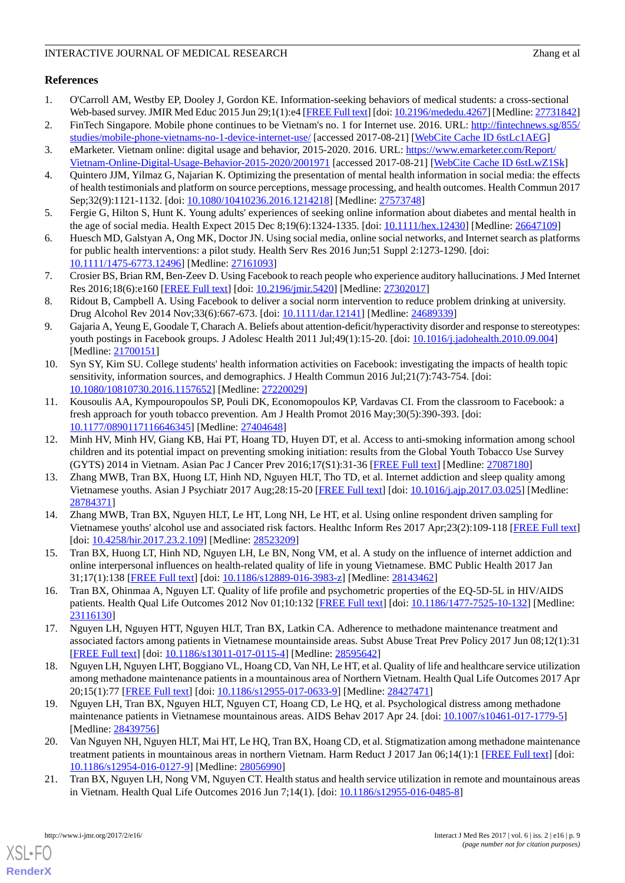## References

1. O'Carroll AM, Westby EP, Dooley J, Gordon KE. Information-seeking behaviors of medical students: a cross-sectional Web-based survey. JMIR Med Educ 2015 Jun 29;1(1):e4 [FREE Full text] [doi: 10.2196/mededu.4267] [Medline: 27731842]
2. FinTech Singapore. Mobile phone continues to be Vietnam's no. 1 for Internet use. 2016. URL: http://fintechnews.sg/855/studies/mobile-phone-vietnams-no-1-device-internet-use/ [accessed 2017-08-21] [WebCite Cache ID 6stLc1AEG]
3. eMarketer. Vietnam online: digital usage and behavior, 2015-2020. 2016. URL: https://www.emarketer.com/Report/Vietnam-Online-Digital-Usage-Behavior-2015-2020/2001971 [accessed 2017-08-21] [WebCite Cache ID 6stLwZ1Sk]
4. Quintero JJM, Yilmaz G, Najarian K. Optimizing the presentation of mental health information in social media: the effects of health testimonials and platform on source perceptions, message processing, and health outcomes. Health Commun 2017 Sep;32(9):1121-1132. [doi: 10.1080/10410236.2016.1214218] [Medline: 27573748]
5. Fergie G, Hilton S, Hunt K. Young adults' experiences of seeking online information about diabetes and mental health in the age of social media. Health Expect 2015 Dec 8;19(6):1324-1335. [doi: 10.1111/hex.12430] [Medline: 26647109]
6. Huesch MD, Galstyan A, Ong MK, Doctor JN. Using social media, online social networks, and Internet search as platforms for public health interventions: a pilot study. Health Serv Res 2016 Jun;51 Suppl 2:1273-1290. [doi: 10.1111/1475-6773.12496] [Medline: 27161093]
7. Crosier BS, Brian RM, Ben-Zeev D. Using Facebook to reach people who experience auditory hallucinations. J Med Internet Res 2016;18(6):e160 [FREE Full text] [doi: 10.2196/jmir.5420] [Medline: 27302017]
8. Ridout B, Campbell A. Using Facebook to deliver a social norm intervention to reduce problem drinking at university. Drug Alcohol Rev 2014 Nov;33(6):667-673. [doi: 10.1111/dar.12141] [Medline: 24689339]
9. Gajaria A, Yeung E, Goodale T, Charach A. Beliefs about attention-deficit/hyperactivity disorder and response to stereotypes: youth postings in Facebook groups. J Adolesc Health 2011 Jul;49(1):15-20. [doi: 10.1016/j.jadohealth.2010.09.004] [Medline: 21700151]
10. Syn SY, Kim SU. College students' health information activities on Facebook: investigating the impacts of health topic sensitivity, information sources, and demographics. J Health Commun 2016 Jul;21(7):743-754. [doi: 10.1080/10810730.2016.1157652] [Medline: 27220029]
11. Kousoulis AA, Kympouropoulos SP, Pouli DK, Economopoulos KP, Vardavas CI. From the classroom to Facebook: a fresh approach for youth tobacco prevention. Am J Health Promot 2016 May;30(5):390-393. [doi: 10.1177/0890117116646345] [Medline: 27404648]
12. Minh HV, Minh HV, Giang KB, Hai PT, Hoang TD, Huyen DT, et al. Access to anti-smoking information among school children and its potential impact on preventing smoking initiation: results from the Global Youth Tobacco Use Survey (GYTS) 2014 in Vietnam. Asian Pac J Cancer Prev 2016;17(S1):31-36 [FREE Full text] [Medline: 27087180]
13. Zhang MWB, Tran BX, Huong LT, Hinh ND, Nguyen HLT, Tho TD, et al. Internet addiction and sleep quality among Vietnamese youths. Asian J Psychiatr 2017 Aug;28:15-20 [FREE Full text] [doi: 10.1016/j.ajp.2017.03.025] [Medline: 28784371]
14. Zhang MWB, Tran BX, Nguyen HLT, Le HT, Long NH, Le HT, et al. Using online respondent driven sampling for Vietnamese youths' alcohol use and associated risk factors. Healthc Inform Res 2017 Apr;23(2):109-118 [FREE Full text] [doi: 10.4258/hir.2017.23.2.109] [Medline: 28523209]
15. Tran BX, Huong LT, Hinh ND, Nguyen LH, Le BN, Nong VM, et al. A study on the influence of internet addiction and online interpersonal influences on health-related quality of life in young Vietnamese. BMC Public Health 2017 Jan 31;17(1):138 [FREE Full text] [doi: 10.1186/s12889-016-3983-z] [Medline: 28143462]
16. Tran BX, Ohinmaa A, Nguyen LT. Quality of life profile and psychometric properties of the EQ-5D-5L in HIV/AIDS patients. Health Qual Life Outcomes 2012 Nov 01;10:132 [FREE Full text] [doi: 10.1186/1477-7525-10-132] [Medline: 23116130]
17. Nguyen LH, Nguyen HTT, Nguyen HLT, Tran BX, Latkin CA. Adherence to methadone maintenance treatment and associated factors among patients in Vietnamese mountainside areas. Subst Abuse Treat Prev Policy 2017 Jun 08;12(1):31 [FREE Full text] [doi: 10.1186/s13011-017-0115-4] [Medline: 28595642]
18. Nguyen LH, Nguyen LHT, Boggiano VL, Hoang CD, Van NH, Le HT, et al. Quality of life and healthcare service utilization among methadone maintenance patients in a mountainous area of Northern Vietnam. Health Qual Life Outcomes 2017 Apr 20;15(1):77 [FREE Full text] [doi: 10.1186/s12955-017-0633-9] [Medline: 28427471]
19. Nguyen LH, Tran BX, Nguyen HLT, Nguyen CT, Hoang CD, Le HQ, et al. Psychological distress among methadone maintenance patients in Vietnamese mountainous areas. AIDS Behav 2017 Apr 24. [doi: 10.1007/s10461-017-1779-5] [Medline: 28439756]
20. Van Nguyen NH, Nguyen HLT, Mai HT, Le HQ, Tran BX, Hoang CD, et al. Stigmatization among methadone maintenance treatment patients in mountainous areas in northern Vietnam. Harm Reduct J 2017 Jan 06;14(1):1 [FREE Full text] [doi: 10.1186/s12954-016-0127-9] [Medline: 28056990]
21. Tran BX, Nguyen LH, Nong VM, Nguyen CT. Health status and health service utilization in remote and mountainous areas in Vietnam. Health Qual Life Outcomes 2016 Jun 7;14(1). [doi: 10.1186/s12955-016-0485-8]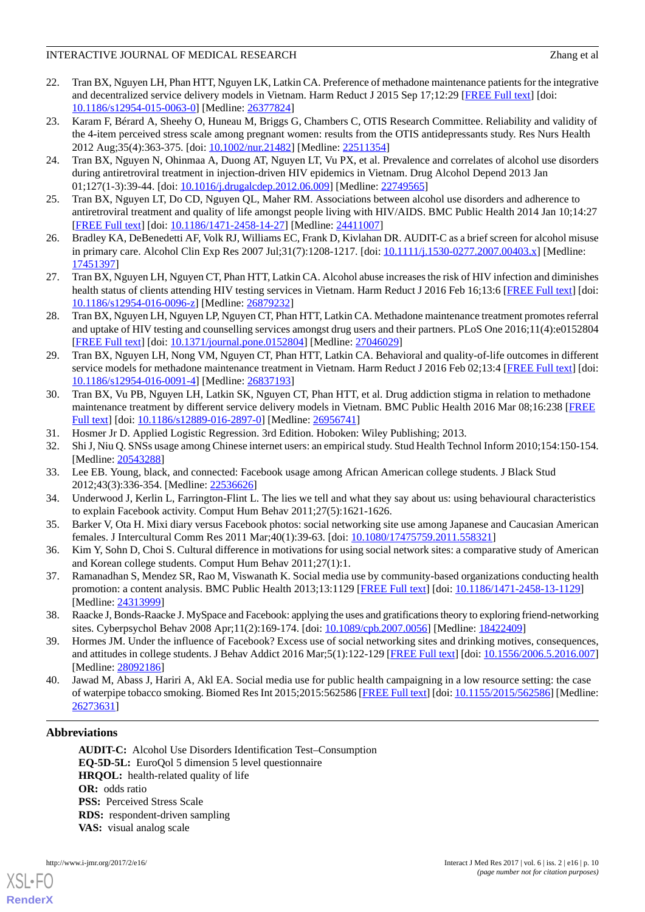22. Tran BX, Nguyen LH, Phan HTT, Nguyen LK, Latkin CA. Preference of methadone maintenance patients for the integrative and decentralized service delivery models in Vietnam. Harm Reduct J 2015 Sep 17;12:29 [FREE Full text] [doi: 10.1186/s12954-015-0063-0] [Medline: 26377824]
23. Karam F, Bérard A, Sheehy O, Huneau M, Briggs G, Chambers C, OTIS Research Committee. Reliability and validity of the 4-item perceived stress scale among pregnant women: results from the OTIS antidepressants study. Res Nurs Health 2012 Aug;35(4):363-375. [doi: 10.1002/nur.21482] [Medline: 22511354]
24. Tran BX, Nguyen N, Ohinmaa A, Duong AT, Nguyen LT, Vu PX, et al. Prevalence and correlates of alcohol use disorders during antiretroviral treatment in injection-driven HIV epidemics in Vietnam. Drug Alcohol Depend 2013 Jan 01;127(1-3):39-44. [doi: 10.1016/j.drugalcdep.2012.06.009] [Medline: 22749565]
25. Tran BX, Nguyen LT, Do CD, Nguyen QL, Maher RM. Associations between alcohol use disorders and adherence to antiretroviral treatment and quality of life amongst people living with HIV/AIDS. BMC Public Health 2014 Jan 10;14:27 [FREE Full text] [doi: 10.1186/1471-2458-14-27] [Medline: 24411007]
26. Bradley KA, DeBenedetti AF, Volk RJ, Williams EC, Frank D, Kivlahan DR. AUDIT-C as a brief screen for alcohol misuse in primary care. Alcohol Clin Exp Res 2007 Jul;31(7):1208-1217. [doi: 10.1111/j.1530-0277.2007.00403.x] [Medline: 17451397]
27. Tran BX, Nguyen LH, Nguyen CT, Phan HTT, Latkin CA. Alcohol abuse increases the risk of HIV infection and diminishes health status of clients attending HIV testing services in Vietnam. Harm Reduct J 2016 Feb 16;13:6 [FREE Full text] [doi: 10.1186/s12954-016-0096-z] [Medline: 26879232]
28. Tran BX, Nguyen LH, Nguyen LP, Nguyen CT, Phan HTT, Latkin CA. Methadone maintenance treatment promotes referral and uptake of HIV testing and counselling services amongst drug users and their partners. PLoS One 2016;11(4):e0152804 [FREE Full text] [doi: 10.1371/journal.pone.0152804] [Medline: 27046029]
29. Tran BX, Nguyen LH, Nong VM, Nguyen CT, Phan HTT, Latkin CA. Behavioral and quality-of-life outcomes in different service models for methadone maintenance treatment in Vietnam. Harm Reduct J 2016 Feb 02;13:4 [FREE Full text] [doi: 10.1186/s12954-016-0091-4] [Medline: 26837193]
30. Tran BX, Vu PB, Nguyen LH, Latkin SK, Nguyen CT, Phan HTT, et al. Drug addiction stigma in relation to methadone maintenance treatment by different service delivery models in Vietnam. BMC Public Health 2016 Mar 08;16:238 [FREE Full text] [doi: 10.1186/s12889-016-2897-0] [Medline: 26956741]
31. Hosmer Jr D. Applied Logistic Regression. 3rd Edition. Hoboken: Wiley Publishing; 2013.
32. Shi J, Niu Q. SNSs usage among Chinese internet users: an empirical study. Stud Health Technol Inform 2010;154:150-154. [Medline: 20543288]
33. Lee EB. Young, black, and connected: Facebook usage among African American college students. J Black Stud 2012;43(3):336-354. [Medline: 22536626]
34. Underwood J, Kerlin L, Farrington-Flint L. The lies we tell and what they say about us: using behavioural characteristics to explain Facebook activity. Comput Hum Behav 2011;27(5):1621-1626.
35. Barker V, Ota H. Mixi diary versus Facebook photos: social networking site use among Japanese and Caucasian American females. J Intercultural Comm Res 2011 Mar;40(1):39-63. [doi: 10.1080/17475759.2011.558321]
36. Kim Y, Sohn D, Choi S. Cultural difference in motivations for using social network sites: a comparative study of American and Korean college students. Comput Hum Behav 2011;27(1):1.
37. Ramanadhan S, Mendez SR, Rao M, Viswanath K. Social media use by community-based organizations conducting health promotion: a content analysis. BMC Public Health 2013;13:1129 [FREE Full text] [doi: 10.1186/1471-2458-13-1129] [Medline: 24313999]
38. Raacke J, Bonds-Raacke J. MySpace and Facebook: applying the uses and gratifications theory to exploring friend-networking sites. Cyberpsychol Behav 2008 Apr;11(2):169-174. [doi: 10.1089/cpb.2007.0056] [Medline: 18422409]
39. Hormes JM. Under the influence of Facebook? Excess use of social networking sites and drinking motives, consequences, and attitudes in college students. J Behav Addict 2016 Mar;5(1):122-129 [FREE Full text] [doi: 10.1556/2006.5.2016.007] [Medline: 28092186]
40. Jawad M, Abass J, Hariri A, Akl EA. Social media use for public health campaigning in a low resource setting: the case of waterpipe tobacco smoking. Biomed Res Int 2015;2015:562586 [FREE Full text] [doi: 10.1155/2015/562586] [Medline: 26273631]

## Abbreviations

**AUDIT-C:** Alcohol Use Disorders Identification Test–Consumption
**EQ-5D-5L:** EuroQol 5 dimension 5 level questionnaire
**HRQOL:** health-related quality of life
**OR:** odds ratio
**PSS:** Perceived Stress Scale
**RDS:** respondent-driven sampling
**VAS:** visual analog scale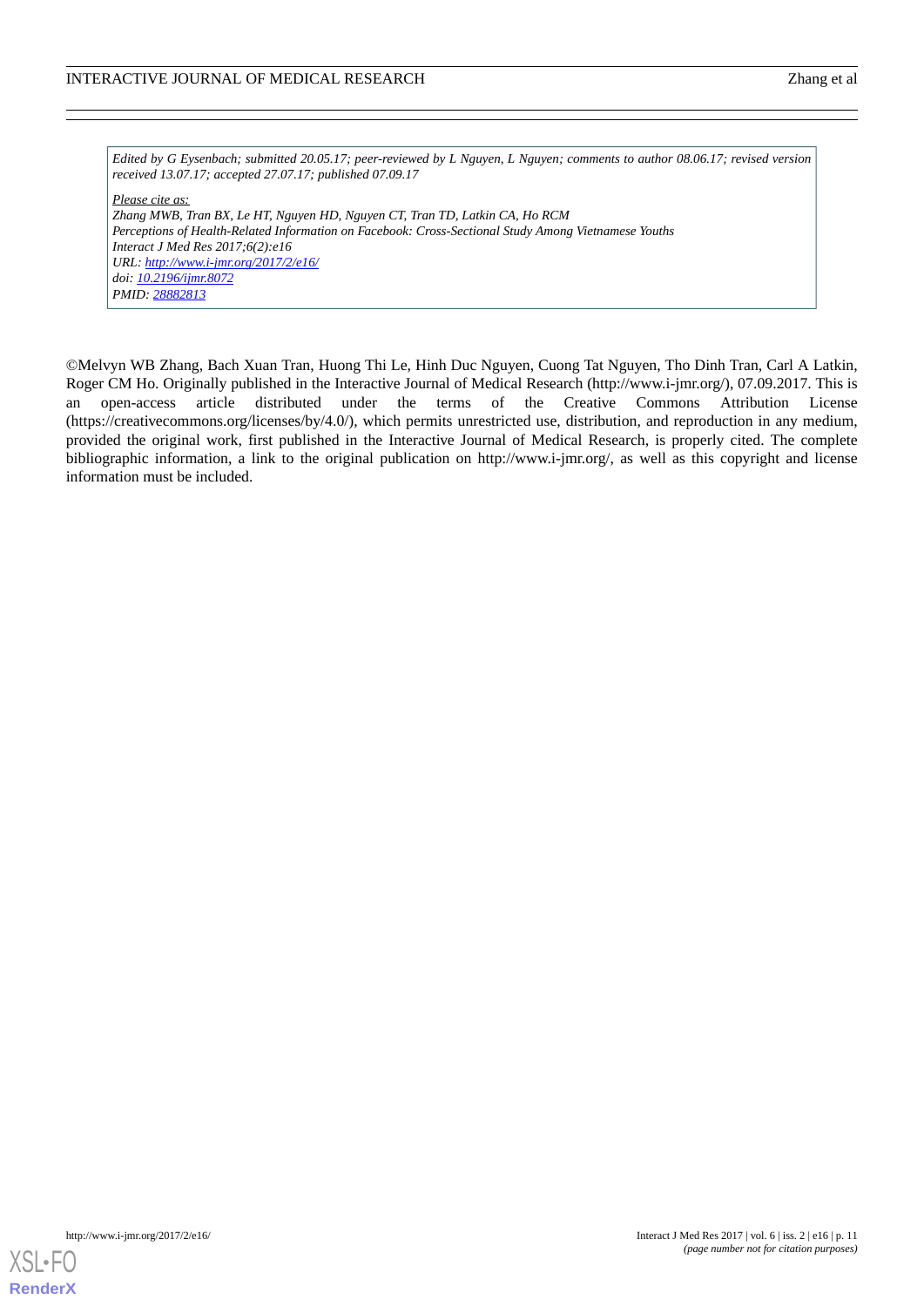*Edited by G Eysenbach; submitted 20.05.17; peer-reviewed by L Nguyen, L Nguyen; comments to author 08.06.17; revised version received 13.07.17; accepted 27.07.17; published 07.09.17*

*Please cite as:*
*Zhang MWB, Tran BX, Le HT, Nguyen HD, Nguyen CT, Tran TD, Latkin CA, Ho RCM*
*Perceptions of Health-Related Information on Facebook: Cross-Sectional Study Among Vietnamese Youths*
*Interact J Med Res 2017;6(2):e16*
*URL: http://www.i-jmr.org/2017/2/e16/*
*doi: 10.2196/ijmr.8072*
*PMID: 28882813*

©Melvyn WB Zhang, Bach Xuan Tran, Huong Thi Le, Hinh Duc Nguyen, Cuong Tat Nguyen, Tho Dinh Tran, Carl A Latkin, Roger CM Ho. Originally published in the Interactive Journal of Medical Research (http://www.i-jmr.org/), 07.09.2017. This is an open-access article distributed under the terms of the Creative Commons Attribution License (https://creativecommons.org/licenses/by/4.0/), which permits unrestricted use, distribution, and reproduction in any medium, provided the original work, first published in the Interactive Journal of Medical Research, is properly cited. The complete bibliographic information, a link to the original publication on http://www.i-jmr.org/, as well as this copyright and license information must be included.